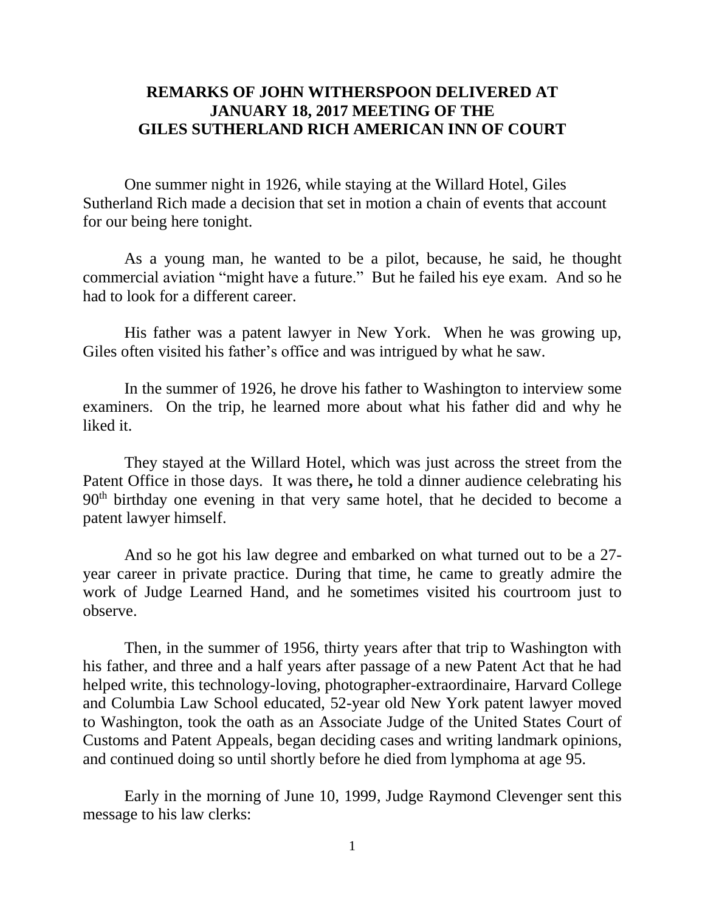# REMARKS OF JOHN WITHERSPOON DELIVERED AT JANUARY 18, 2017 MEETING OF THE GILES SUTHERLAND RICH AMERICAN INN OF COURT

One summer night in 1926, while staying at the Willard Hotel, Giles Sutherland Rich made a decision that set in motion a chain of events that account for our being here tonight.

As a young man, he wanted to be a pilot, because, he said, he thought commercial aviation "might have a future." But he failed his eye exam. And so he had to look for a different career.

His father was a patent lawyer in New York. When he was growing up, Giles often visited his father's office and was intrigued by what he saw.

In the summer of 1926, he drove his father to Washington to interview some examiners. On the trip, he learned more about what his father did and why he liked it.

They stayed at the Willard Hotel, which was just across the street from the Patent Office in those days. It was there**,** he told a dinner audience celebrating his 90th birthday one evening in that very same hotel, that he decided to become a patent lawyer himself.

And so he got his law degree and embarked on what turned out to be a 27-year career in private practice. During that time, he came to greatly admire the work of Judge Learned Hand, and he sometimes visited his courtroom just to observe.

Then, in the summer of 1956, thirty years after that trip to Washington with his father, and three and a half years after passage of a new Patent Act that he had helped write, this technology-loving, photographer-extraordinaire, Harvard College and Columbia Law School educated, 52-year old New York patent lawyer moved to Washington, took the oath as an Associate Judge of the United States Court of Customs and Patent Appeals, began deciding cases and writing landmark opinions, and continued doing so until shortly before he died from lymphoma at age 95.

Early in the morning of June 10, 1999, Judge Raymond Clevenger sent this message to his law clerks: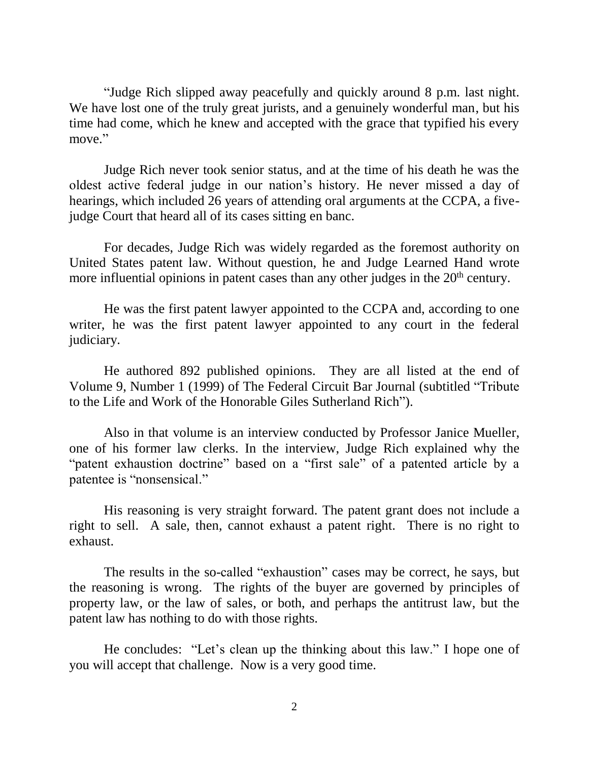"Judge Rich slipped away peacefully and quickly around 8 p.m. last night. We have lost one of the truly great jurists, and a genuinely wonderful man, but his time had come, which he knew and accepted with the grace that typified his every move."

Judge Rich never took senior status, and at the time of his death he was the oldest active federal judge in our nation's history. He never missed a day of hearings, which included 26 years of attending oral arguments at the CCPA, a five-judge Court that heard all of its cases sitting en banc.

For decades, Judge Rich was widely regarded as the foremost authority on United States patent law. Without question, he and Judge Learned Hand wrote more influential opinions in patent cases than any other judges in the 20th century.

He was the first patent lawyer appointed to the CCPA and, according to one writer, he was the first patent lawyer appointed to any court in the federal judiciary.

He authored 892 published opinions. They are all listed at the end of Volume 9, Number 1 (1999) of The Federal Circuit Bar Journal (subtitled "Tribute to the Life and Work of the Honorable Giles Sutherland Rich").

Also in that volume is an interview conducted by Professor Janice Mueller, one of his former law clerks. In the interview, Judge Rich explained why the "patent exhaustion doctrine" based on a "first sale" of a patented article by a patentee is "nonsensical."

His reasoning is very straight forward. The patent grant does not include a right to sell. A sale, then, cannot exhaust a patent right. There is no right to exhaust.

The results in the so-called "exhaustion" cases may be correct, he says, but the reasoning is wrong. The rights of the buyer are governed by principles of property law, or the law of sales, or both, and perhaps the antitrust law, but the patent law has nothing to do with those rights.

He concludes: "Let's clean up the thinking about this law." I hope one of you will accept that challenge. Now is a very good time.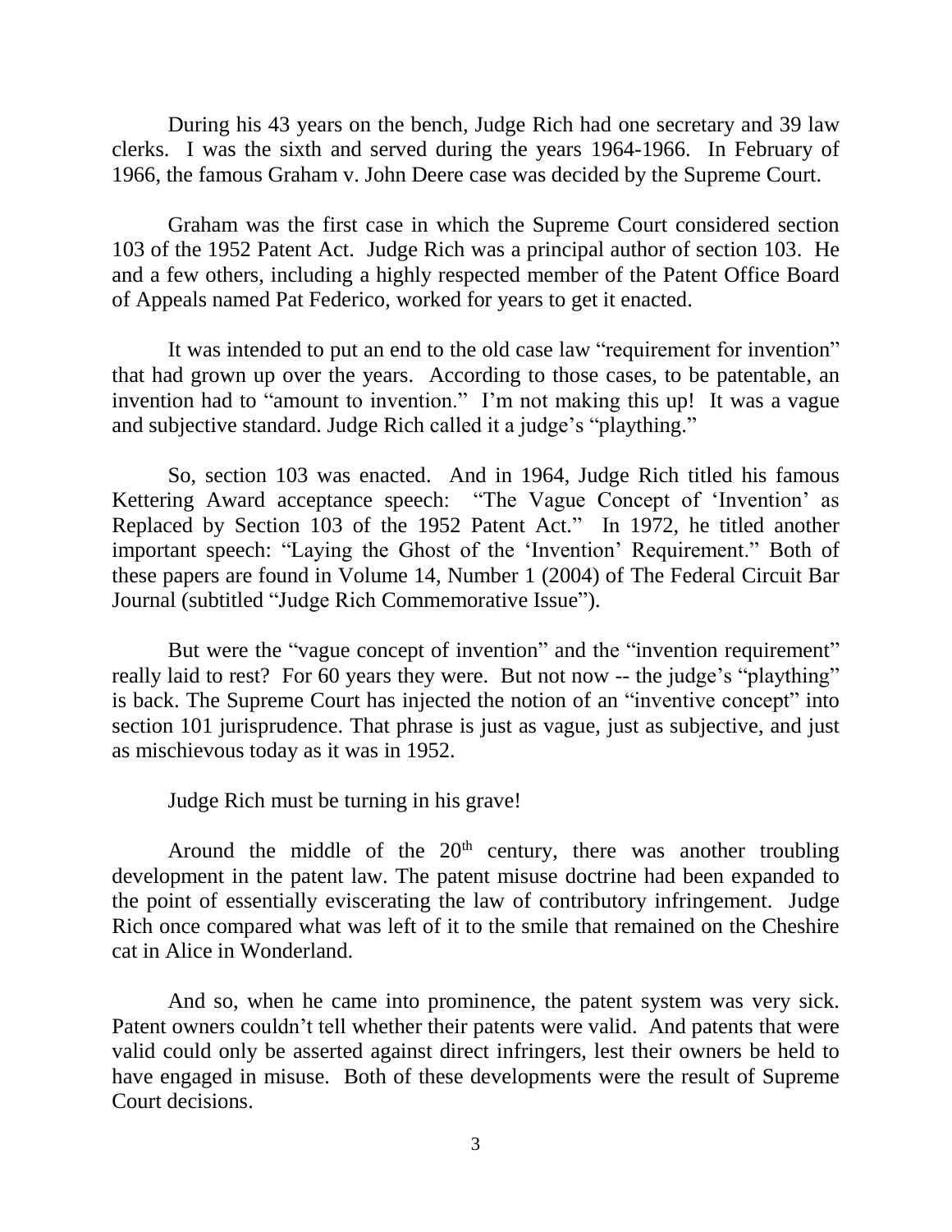During his 43 years on the bench, Judge Rich had one secretary and 39 law clerks. I was the sixth and served during the years 1964-1966. In February of 1966, the famous Graham v. John Deere case was decided by the Supreme Court.

Graham was the first case in which the Supreme Court considered section 103 of the 1952 Patent Act. Judge Rich was a principal author of section 103. He and a few others, including a highly respected member of the Patent Office Board of Appeals named Pat Federico, worked for years to get it enacted.

It was intended to put an end to the old case law "requirement for invention" that had grown up over the years. According to those cases, to be patentable, an invention had to "amount to invention." I'm not making this up! It was a vague and subjective standard. Judge Rich called it a judge's "plaything."

So, section 103 was enacted. And in 1964, Judge Rich titled his famous Kettering Award acceptance speech: "The Vague Concept of 'Invention' as Replaced by Section 103 of the 1952 Patent Act." In 1972, he titled another important speech: "Laying the Ghost of the 'Invention' Requirement." Both of these papers are found in Volume 14, Number 1 (2004) of The Federal Circuit Bar Journal (subtitled "Judge Rich Commemorative Issue").

But were the "vague concept of invention" and the "invention requirement" really laid to rest? For 60 years they were. But not now -- the judge's "plaything" is back. The Supreme Court has injected the notion of an "inventive concept" into section 101 jurisprudence. That phrase is just as vague, just as subjective, and just as mischievous today as it was in 1952.

Judge Rich must be turning in his grave!

Around the middle of the 20th century, there was another troubling development in the patent law. The patent misuse doctrine had been expanded to the point of essentially eviscerating the law of contributory infringement. Judge Rich once compared what was left of it to the smile that remained on the Cheshire cat in Alice in Wonderland.

And so, when he came into prominence, the patent system was very sick. Patent owners couldn't tell whether their patents were valid. And patents that were valid could only be asserted against direct infringers, lest their owners be held to have engaged in misuse. Both of these developments were the result of Supreme Court decisions.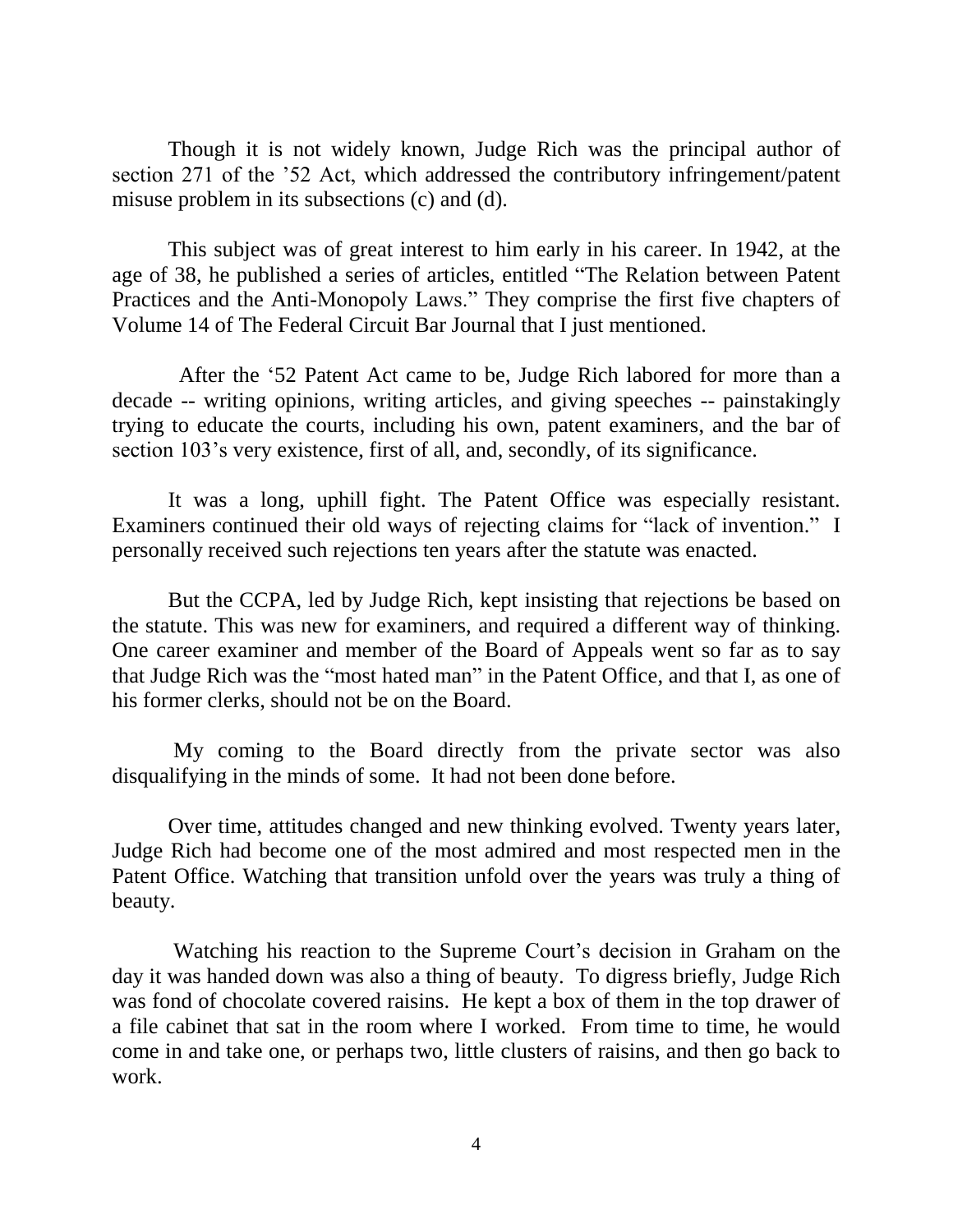Though it is not widely known, Judge Rich was the principal author of section 271 of the '52 Act, which addressed the contributory infringement/patent misuse problem in its subsections (c) and (d).

This subject was of great interest to him early in his career. In 1942, at the age of 38, he published a series of articles, entitled "The Relation between Patent Practices and the Anti-Monopoly Laws." They comprise the first five chapters of Volume 14 of The Federal Circuit Bar Journal that I just mentioned.

After the '52 Patent Act came to be, Judge Rich labored for more than a decade -- writing opinions, writing articles, and giving speeches -- painstakingly trying to educate the courts, including his own, patent examiners, and the bar of section 103's very existence, first of all, and, secondly, of its significance.

It was a long, uphill fight. The Patent Office was especially resistant. Examiners continued their old ways of rejecting claims for "lack of invention." I personally received such rejections ten years after the statute was enacted.

But the CCPA, led by Judge Rich, kept insisting that rejections be based on the statute. This was new for examiners, and required a different way of thinking. One career examiner and member of the Board of Appeals went so far as to say that Judge Rich was the "most hated man" in the Patent Office, and that I, as one of his former clerks, should not be on the Board.

My coming to the Board directly from the private sector was also disqualifying in the minds of some. It had not been done before.

Over time, attitudes changed and new thinking evolved. Twenty years later, Judge Rich had become one of the most admired and most respected men in the Patent Office. Watching that transition unfold over the years was truly a thing of beauty.

Watching his reaction to the Supreme Court's decision in Graham on the day it was handed down was also a thing of beauty. To digress briefly, Judge Rich was fond of chocolate covered raisins. He kept a box of them in the top drawer of a file cabinet that sat in the room where I worked. From time to time, he would come in and take one, or perhaps two, little clusters of raisins, and then go back to work.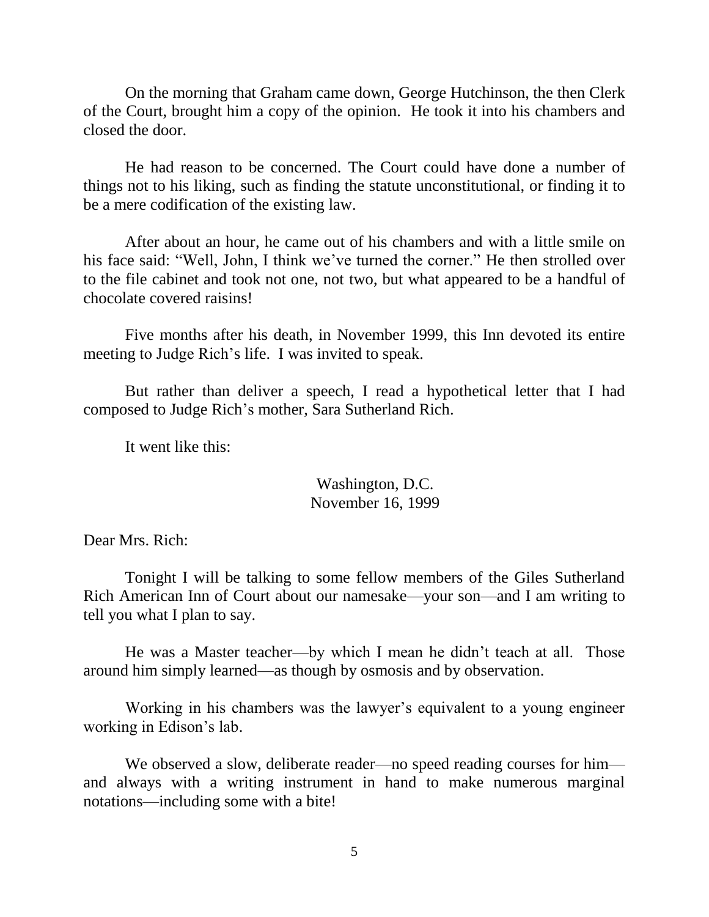On the morning that Graham came down, George Hutchinson, the then Clerk of the Court, brought him a copy of the opinion. He took it into his chambers and closed the door.

He had reason to be concerned. The Court could have done a number of things not to his liking, such as finding the statute unconstitutional, or finding it to be a mere codification of the existing law.

After about an hour, he came out of his chambers and with a little smile on his face said: "Well, John, I think we've turned the corner." He then strolled over to the file cabinet and took not one, not two, but what appeared to be a handful of chocolate covered raisins!

Five months after his death, in November 1999, this Inn devoted its entire meeting to Judge Rich's life. I was invited to speak.

But rather than deliver a speech, I read a hypothetical letter that I had composed to Judge Rich's mother, Sara Sutherland Rich.

It went like this:

Washington, D.C.
November 16, 1999

Dear Mrs. Rich:

Tonight I will be talking to some fellow members of the Giles Sutherland Rich American Inn of Court about our namesake—your son—and I am writing to tell you what I plan to say.

He was a Master teacher—by which I mean he didn't teach at all. Those around him simply learned—as though by osmosis and by observation.

Working in his chambers was the lawyer's equivalent to a young engineer working in Edison's lab.

We observed a slow, deliberate reader—no speed reading courses for him—and always with a writing instrument in hand to make numerous marginal notations—including some with a bite!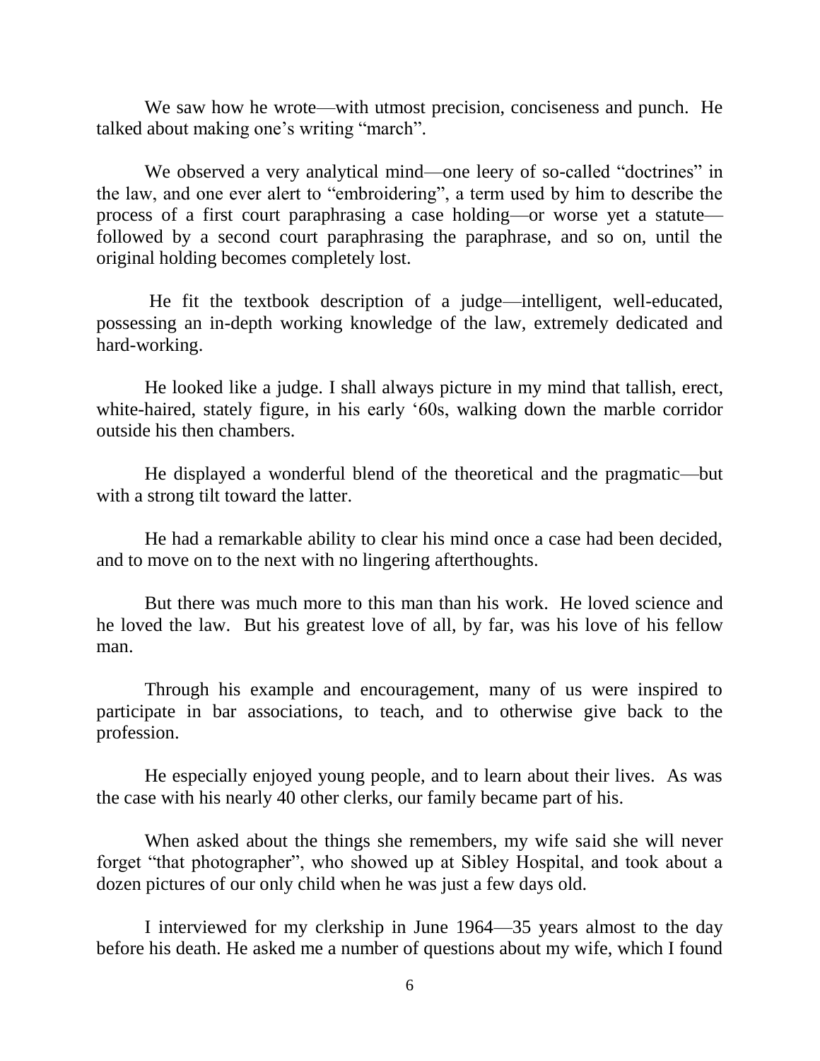We saw how he wrote—with utmost precision, conciseness and punch. He talked about making one's writing "march".

We observed a very analytical mind—one leery of so-called "doctrines" in the law, and one ever alert to "embroidering", a term used by him to describe the process of a first court paraphrasing a case holding—or worse yet a statute—followed by a second court paraphrasing the paraphrase, and so on, until the original holding becomes completely lost.

He fit the textbook description of a judge—intelligent, well-educated, possessing an in-depth working knowledge of the law, extremely dedicated and hard-working.

He looked like a judge. I shall always picture in my mind that tallish, erect, white-haired, stately figure, in his early '60s, walking down the marble corridor outside his then chambers.

He displayed a wonderful blend of the theoretical and the pragmatic—but with a strong tilt toward the latter.

He had a remarkable ability to clear his mind once a case had been decided, and to move on to the next with no lingering afterthoughts.

But there was much more to this man than his work. He loved science and he loved the law. But his greatest love of all, by far, was his love of his fellow man.

Through his example and encouragement, many of us were inspired to participate in bar associations, to teach, and to otherwise give back to the profession.

He especially enjoyed young people, and to learn about their lives. As was the case with his nearly 40 other clerks, our family became part of his.

When asked about the things she remembers, my wife said she will never forget "that photographer", who showed up at Sibley Hospital, and took about a dozen pictures of our only child when he was just a few days old.

I interviewed for my clerkship in June 1964—35 years almost to the day before his death. He asked me a number of questions about my wife, which I found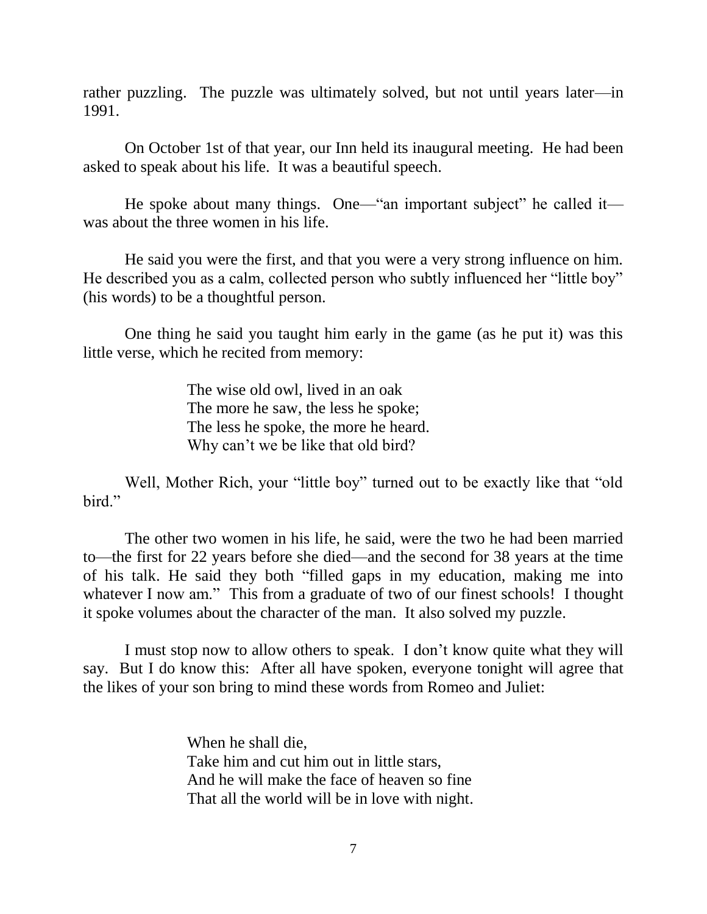rather puzzling. The puzzle was ultimately solved, but not until years later—in 1991.

On October 1st of that year, our Inn held its inaugural meeting. He had been asked to speak about his life. It was a beautiful speech.

He spoke about many things. One—"an important subject" he called it—was about the three women in his life.

He said you were the first, and that you were a very strong influence on him. He described you as a calm, collected person who subtly influenced her "little boy" (his words) to be a thoughtful person.

One thing he said you taught him early in the game (as he put it) was this little verse, which he recited from memory:

> The wise old owl, lived in an oak
> The more he saw, the less he spoke;
> The less he spoke, the more he heard.
> Why can't we be like that old bird?

Well, Mother Rich, your "little boy" turned out to be exactly like that "old bird."

The other two women in his life, he said, were the two he had been married to—the first for 22 years before she died—and the second for 38 years at the time of his talk. He said they both "filled gaps in my education, making me into whatever I now am." This from a graduate of two of our finest schools! I thought it spoke volumes about the character of the man. It also solved my puzzle.

I must stop now to allow others to speak. I don't know quite what they will say. But I do know this: After all have spoken, everyone tonight will agree that the likes of your son bring to mind these words from Romeo and Juliet:

> When he shall die,
> Take him and cut him out in little stars,
> And he will make the face of heaven so fine
> That all the world will be in love with night.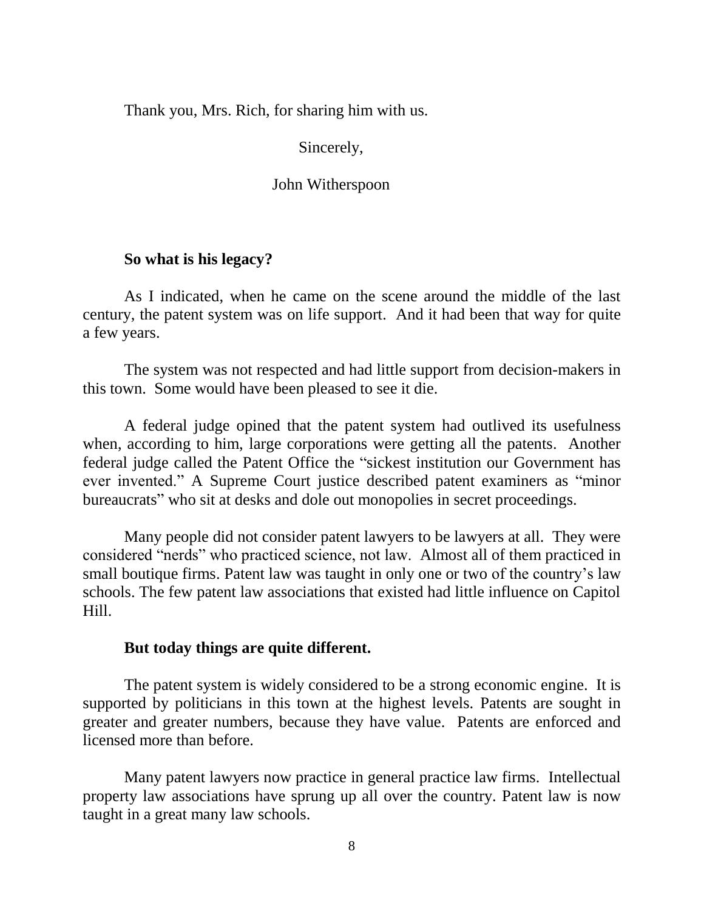Thank you, Mrs. Rich, for sharing him with us.

Sincerely,

John Witherspoon

**So what is his legacy?**

As I indicated, when he came on the scene around the middle of the last century, the patent system was on life support. And it had been that way for quite a few years.

The system was not respected and had little support from decision-makers in this town. Some would have been pleased to see it die.

A federal judge opined that the patent system had outlived its usefulness when, according to him, large corporations were getting all the patents. Another federal judge called the Patent Office the "sickest institution our Government has ever invented." A Supreme Court justice described patent examiners as "minor bureaucrats" who sit at desks and dole out monopolies in secret proceedings.

Many people did not consider patent lawyers to be lawyers at all. They were considered "nerds" who practiced science, not law. Almost all of them practiced in small boutique firms. Patent law was taught in only one or two of the country's law schools. The few patent law associations that existed had little influence on Capitol Hill.

**But today things are quite different.**

The patent system is widely considered to be a strong economic engine. It is supported by politicians in this town at the highest levels. Patents are sought in greater and greater numbers, because they have value. Patents are enforced and licensed more than before.

Many patent lawyers now practice in general practice law firms. Intellectual property law associations have sprung up all over the country. Patent law is now taught in a great many law schools.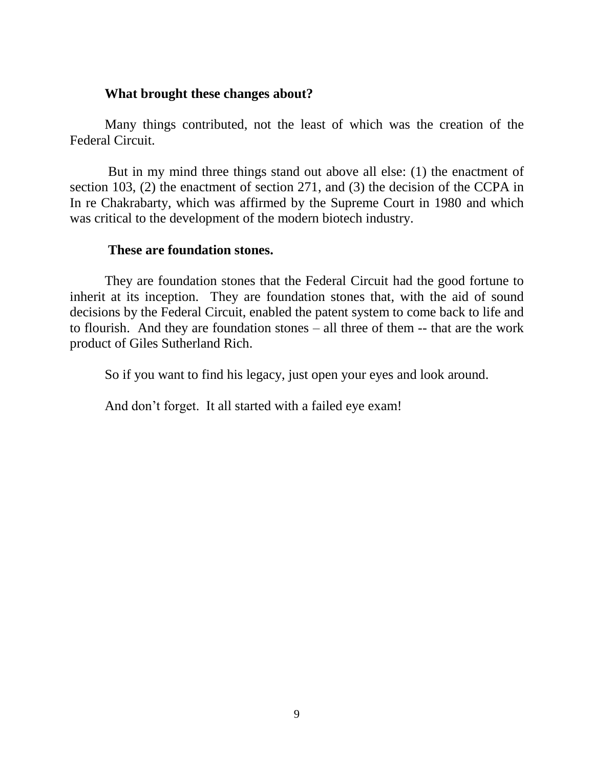**What brought these changes about?**

Many things contributed, not the least of which was the creation of the Federal Circuit.

But in my mind three things stand out above all else: (1) the enactment of section 103, (2) the enactment of section 271, and (3) the decision of the CCPA in In re Chakrabarty, which was affirmed by the Supreme Court in 1980 and which was critical to the development of the modern biotech industry.

**These are foundation stones.**

They are foundation stones that the Federal Circuit had the good fortune to inherit at its inception. They are foundation stones that, with the aid of sound decisions by the Federal Circuit, enabled the patent system to come back to life and to flourish. And they are foundation stones – all three of them -- that are the work product of Giles Sutherland Rich.

So if you want to find his legacy, just open your eyes and look around.

And don't forget. It all started with a failed eye exam!